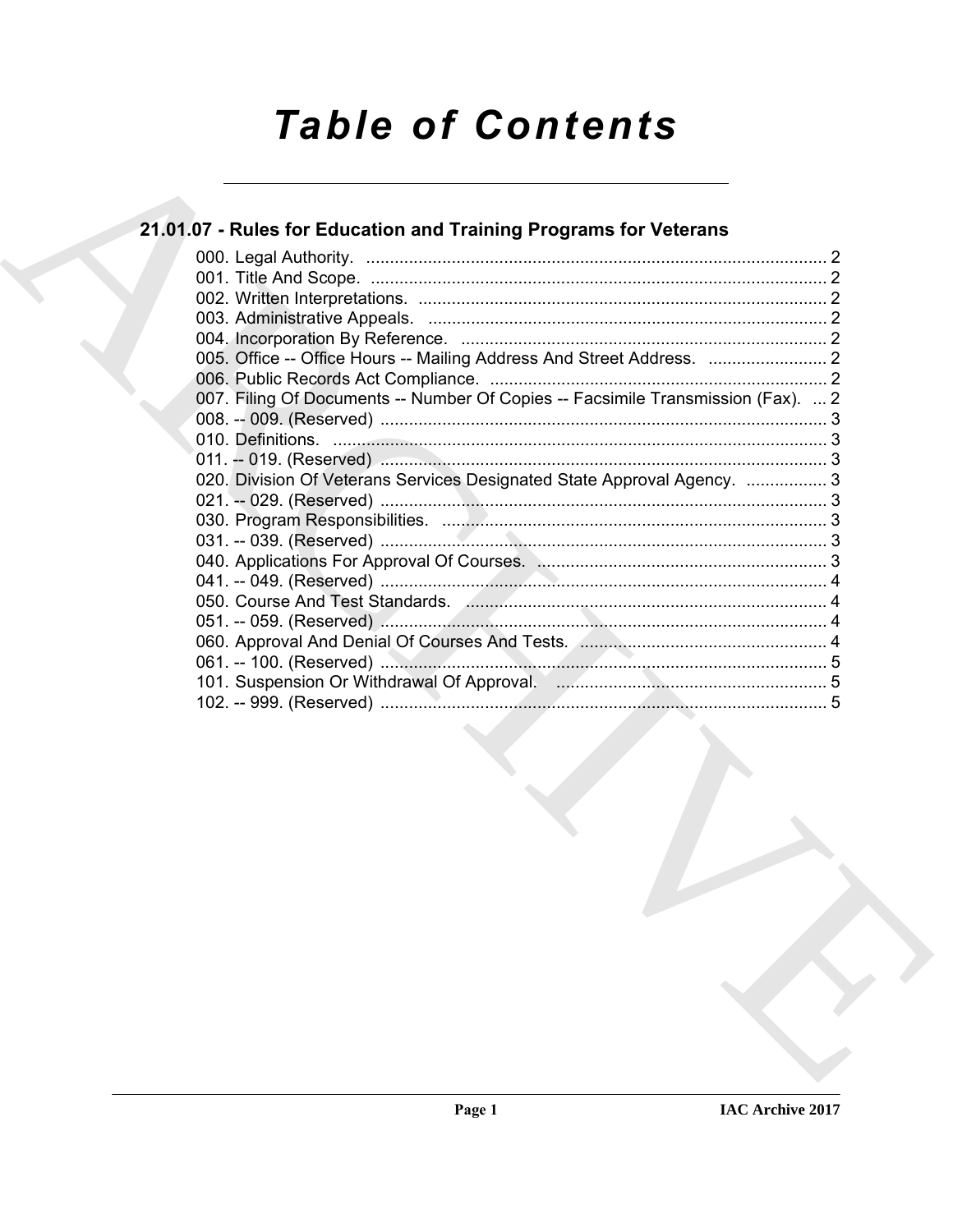# Table of Contents

## 21.01.07 - Rules for Education and Training Programs for Veterans

000. Legal Authority. ... 2
001. Title And Scope. ... 2
002. Written Interpretations. ... 2
003. Administrative Appeals. ... 2
004. Incorporation By Reference. ... 2
005. Office -- Office Hours -- Mailing Address And Street Address. ... 2
006. Public Records Act Compliance. ... 2
007. Filing Of Documents -- Number Of Copies -- Facsimile Transmission (Fax). ... 2
008. -- 009. (Reserved) ... 3
010. Definitions. ... 3
011. -- 019. (Reserved) ... 3
020. Division Of Veterans Services Designated State Approval Agency. ... 3
021. -- 029. (Reserved) ... 3
030. Program Responsibilities. ... 3
031. -- 039. (Reserved) ... 3
040. Applications For Approval Of Courses. ... 3
041. -- 049. (Reserved) ... 4
050. Course And Test Standards. ... 4
051. -- 059. (Reserved) ... 4
060. Approval And Denial Of Courses And Tests. ... 4
061. -- 100. (Reserved) ... 5
101. Suspension Or Withdrawal Of Approval. ... 5
102. -- 999. (Reserved) ... 5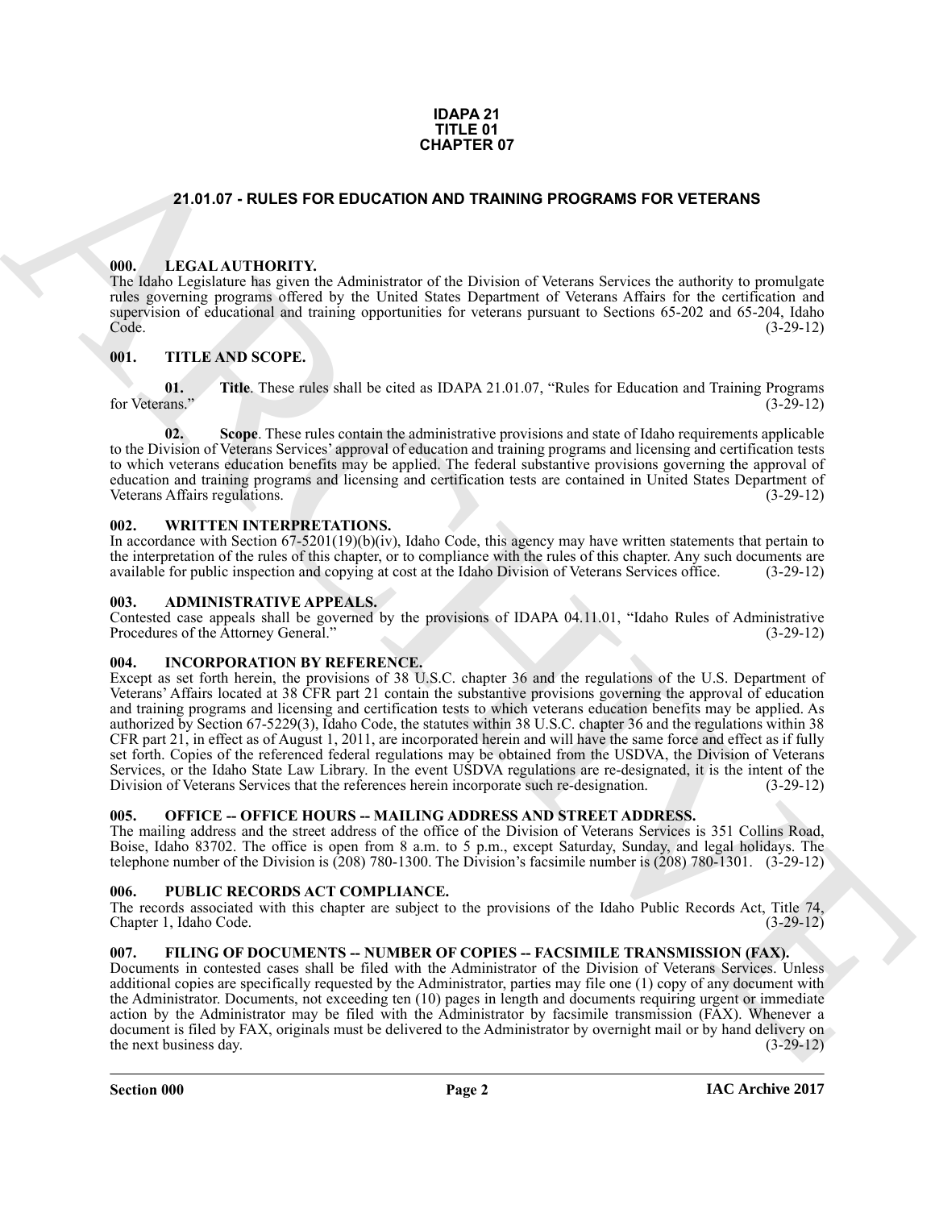**IDAPA 21**
**TITLE 01**
**CHAPTER 07**

# 21.01.07 - RULES FOR EDUCATION AND TRAINING PROGRAMS FOR VETERANS

## 000. LEGAL AUTHORITY.

The Idaho Legislature has given the Administrator of the Division of Veterans Services the authority to promulgate rules governing programs offered by the United States Department of Veterans Affairs for the certification and supervision of educational and training opportunities for veterans pursuant to Sections 65-202 and 65-204, Idaho Code. (3-29-12)

## 001. TITLE AND SCOPE.

**01. Title**. These rules shall be cited as IDAPA 21.01.07, "Rules for Education and Training Programs for Veterans." (3-29-12)

**02. Scope**. These rules contain the administrative provisions and state of Idaho requirements applicable to the Division of Veterans Services' approval of education and training programs and licensing and certification tests to which veterans education benefits may be applied. The federal substantive provisions governing the approval of education and training programs and licensing and certification tests are contained in United States Department of Veterans Affairs regulations. (3-29-12)

## 002. WRITTEN INTERPRETATIONS.

In accordance with Section 67-5201(19)(b)(iv), Idaho Code, this agency may have written statements that pertain to the interpretation of the rules of this chapter, or to compliance with the rules of this chapter. Any such documents are available for public inspection and copying at cost at the Idaho Division of Veterans Services office. (3-29-12)

## 003. ADMINISTRATIVE APPEALS.

Contested case appeals shall be governed by the provisions of IDAPA 04.11.01, "Idaho Rules of Administrative Procedures of the Attorney General." (3-29-12)

## 004. INCORPORATION BY REFERENCE.

Except as set forth herein, the provisions of 38 U.S.C. chapter 36 and the regulations of the U.S. Department of Veterans' Affairs located at 38 CFR part 21 contain the substantive provisions governing the approval of education and training programs and licensing and certification tests to which veterans education benefits may be applied. As authorized by Section 67-5229(3), Idaho Code, the statutes within 38 U.S.C. chapter 36 and the regulations within 38 CFR part 21, in effect as of August 1, 2011, are incorporated herein and will have the same force and effect as if fully set forth. Copies of the referenced federal regulations may be obtained from the USDVA, the Division of Veterans Services, or the Idaho State Law Library. In the event USDVA regulations are re-designated, it is the intent of the Division of Veterans Services that the references herein incorporate such re-designation. (3-29-12)

## 005. OFFICE -- OFFICE HOURS -- MAILING ADDRESS AND STREET ADDRESS.

The mailing address and the street address of the office of the Division of Veterans Services is 351 Collins Road, Boise, Idaho 83702. The office is open from 8 a.m. to 5 p.m., except Saturday, Sunday, and legal holidays. The telephone number of the Division is (208) 780-1300. The Division's facsimile number is (208) 780-1301. (3-29-12)

## 006. PUBLIC RECORDS ACT COMPLIANCE.

The records associated with this chapter are subject to the provisions of the Idaho Public Records Act, Title 74, Chapter 1, Idaho Code. (3-29-12)

## 007. FILING OF DOCUMENTS -- NUMBER OF COPIES -- FACSIMILE TRANSMISSION (FAX).

Documents in contested cases shall be filed with the Administrator of the Division of Veterans Services. Unless additional copies are specifically requested by the Administrator, parties may file one (1) copy of any document with the Administrator. Documents, not exceeding ten (10) pages in length and documents requiring urgent or immediate action by the Administrator may be filed with the Administrator by facsimile transmission (FAX). Whenever a document is filed by FAX, originals must be delivered to the Administrator by overnight mail or by hand delivery on the next business day. (3-29-12)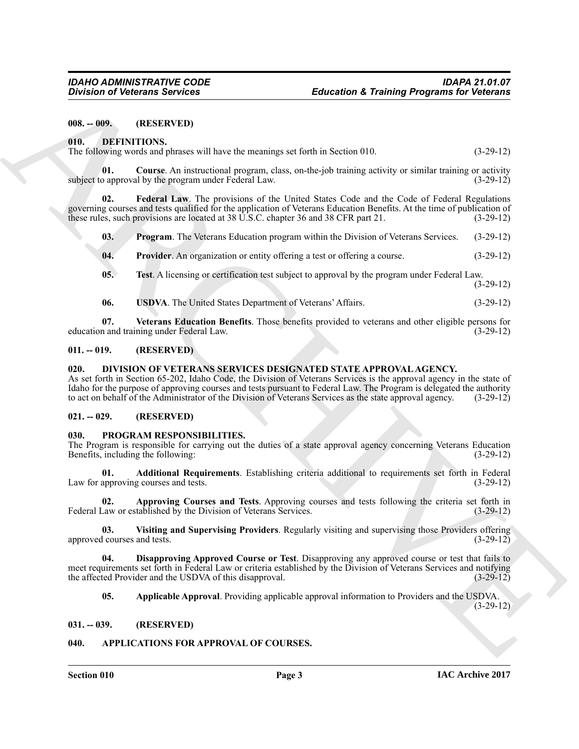**008. -- 009. (RESERVED)**

## 010. DEFINITIONS.

The following words and phrases will have the meanings set forth in Section 010. (3-29-12)

**01. Course**. An instructional program, class, on-the-job training activity or similar training or activity subject to approval by the program under Federal Law. (3-29-12)

**02. Federal Law**. The provisions of the United States Code and the Code of Federal Regulations governing courses and tests qualified for the application of Veterans Education Benefits. At the time of publication of these rules, such provisions are located at 38 U.S.C. chapter 36 and 38 CFR part 21. (3-29-12)

**03. Program**. The Veterans Education program within the Division of Veterans Services. (3-29-12)

**04. Provider**. An organization or entity offering a test or offering a course. (3-29-12)

**05. Test**. A licensing or certification test subject to approval by the program under Federal Law. (3-29-12)

**06. USDVA**. The United States Department of Veterans' Affairs. (3-29-12)

**07. Veterans Education Benefits**. Those benefits provided to veterans and other eligible persons for education and training under Federal Law. (3-29-12)

**011. -- 019. (RESERVED)**

## 020. DIVISION OF VETERANS SERVICES DESIGNATED STATE APPROVAL AGENCY.

As set forth in Section 65-202, Idaho Code, the Division of Veterans Services is the approval agency in the state of Idaho for the purpose of approving courses and tests pursuant to Federal Law. The Program is delegated the authority to act on behalf of the Administrator of the Division of Veterans Services as the state approval agency. (3-29-12)

**021. -- 029. (RESERVED)**

## 030. PROGRAM RESPONSIBILITIES.

The Program is responsible for carrying out the duties of a state approval agency concerning Veterans Education Benefits, including the following: (3-29-12)

**01. Additional Requirements**. Establishing criteria additional to requirements set forth in Federal Law for approving courses and tests. (3-29-12)

**02. Approving Courses and Tests**. Approving courses and tests following the criteria set forth in Federal Law or established by the Division of Veterans Services. (3-29-12)

**03. Visiting and Supervising Providers**. Regularly visiting and supervising those Providers offering approved courses and tests. (3-29-12)

**04. Disapproving Approved Course or Test**. Disapproving any approved course or test that fails to meet requirements set forth in Federal Law or criteria established by the Division of Veterans Services and notifying the affected Provider and the USDVA of this disapproval. (3-29-12)

**05. Applicable Approval**. Providing applicable approval information to Providers and the USDVA. (3-29-12)

**031. -- 039. (RESERVED)**

## 040. APPLICATIONS FOR APPROVAL OF COURSES.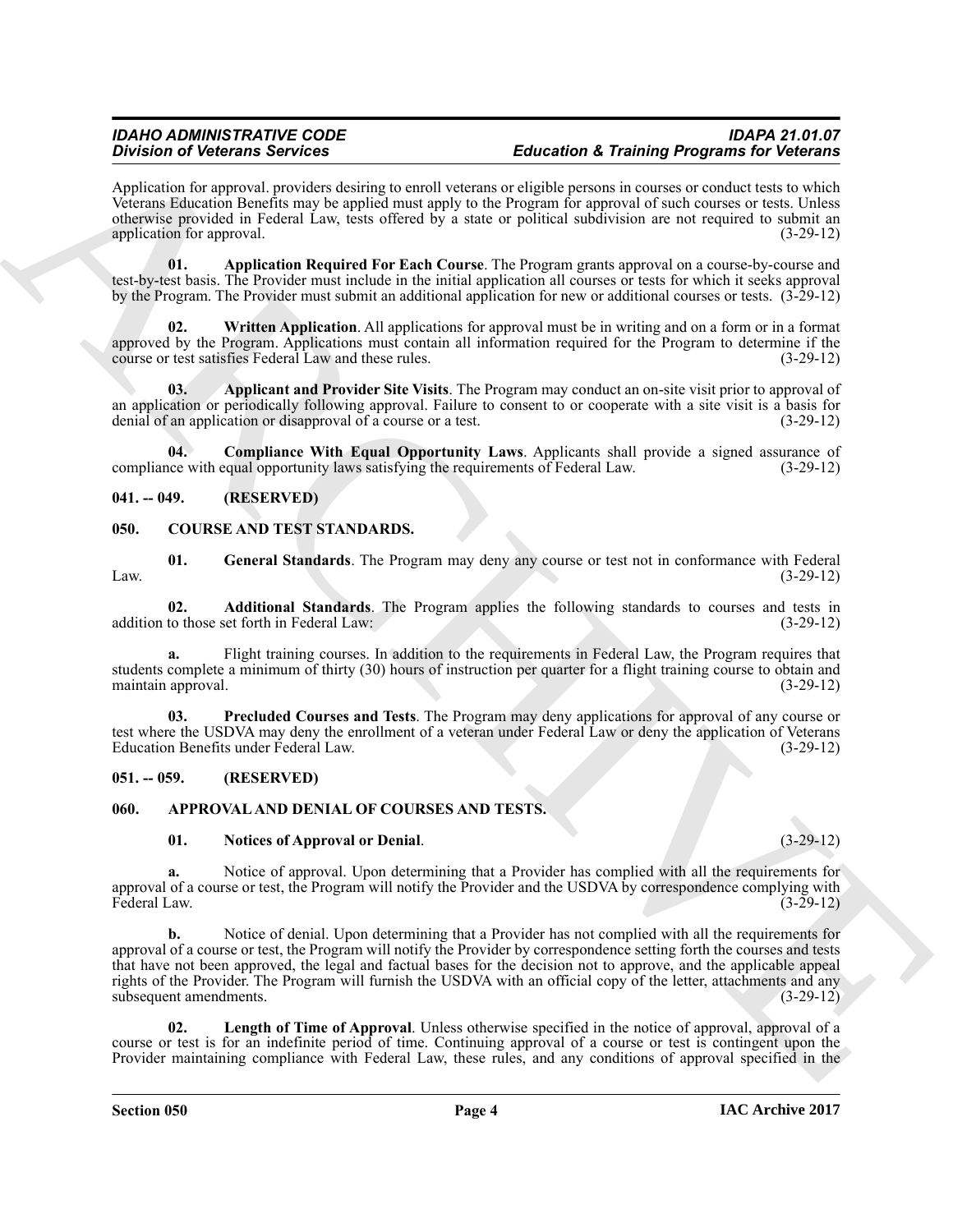Application for approval. providers desiring to enroll veterans or eligible persons in courses or conduct tests to which Veterans Education Benefits may be applied must apply to the Program for approval of such courses or tests. Unless otherwise provided in Federal Law, tests offered by a state or political subdivision are not required to submit an application for approval. (3-29-12)

**01. Application Required For Each Course**. The Program grants approval on a course-by-course and test-by-test basis. The Provider must include in the initial application all courses or tests for which it seeks approval by the Program. The Provider must submit an additional application for new or additional courses or tests. (3-29-12)

**02. Written Application**. All applications for approval must be in writing and on a form or in a format approved by the Program. Applications must contain all information required for the Program to determine if the course or test satisfies Federal Law and these rules. (3-29-12)

**03. Applicant and Provider Site Visits**. The Program may conduct an on-site visit prior to approval of an application or periodically following approval. Failure to consent to or cooperate with a site visit is a basis for denial of an application or disapproval of a course or a test. (3-29-12)

**04. Compliance With Equal Opportunity Laws**. Applicants shall provide a signed assurance of compliance with equal opportunity laws satisfying the requirements of Federal Law. (3-29-12)

**041. -- 049. (RESERVED)**

**050. COURSE AND TEST STANDARDS.**

**01. General Standards**. The Program may deny any course or test not in conformance with Federal Law. (3-29-12)

**02. Additional Standards**. The Program applies the following standards to courses and tests in addition to those set forth in Federal Law: (3-29-12)

**a.** Flight training courses. In addition to the requirements in Federal Law, the Program requires that students complete a minimum of thirty (30) hours of instruction per quarter for a flight training course to obtain and maintain approval. (3-29-12)

**03. Precluded Courses and Tests**. The Program may deny applications for approval of any course or test where the USDVA may deny the enrollment of a veteran under Federal Law or deny the application of Veterans Education Benefits under Federal Law. (3-29-12)

**051. -- 059. (RESERVED)**

**060. APPROVAL AND DENIAL OF COURSES AND TESTS.**

**01. Notices of Approval or Denial**. (3-29-12)

**a.** Notice of approval. Upon determining that a Provider has complied with all the requirements for approval of a course or test, the Program will notify the Provider and the USDVA by correspondence complying with Federal Law. (3-29-12)

**b.** Notice of denial. Upon determining that a Provider has not complied with all the requirements for approval of a course or test, the Program will notify the Provider by correspondence setting forth the courses and tests that have not been approved, the legal and factual bases for the decision not to approve, and the applicable appeal rights of the Provider. The Program will furnish the USDVA with an official copy of the letter, attachments and any subsequent amendments. (3-29-12)

**02. Length of Time of Approval**. Unless otherwise specified in the notice of approval, approval of a course or test is for an indefinite period of time. Continuing approval of a course or test is contingent upon the Provider maintaining compliance with Federal Law, these rules, and any conditions of approval specified in the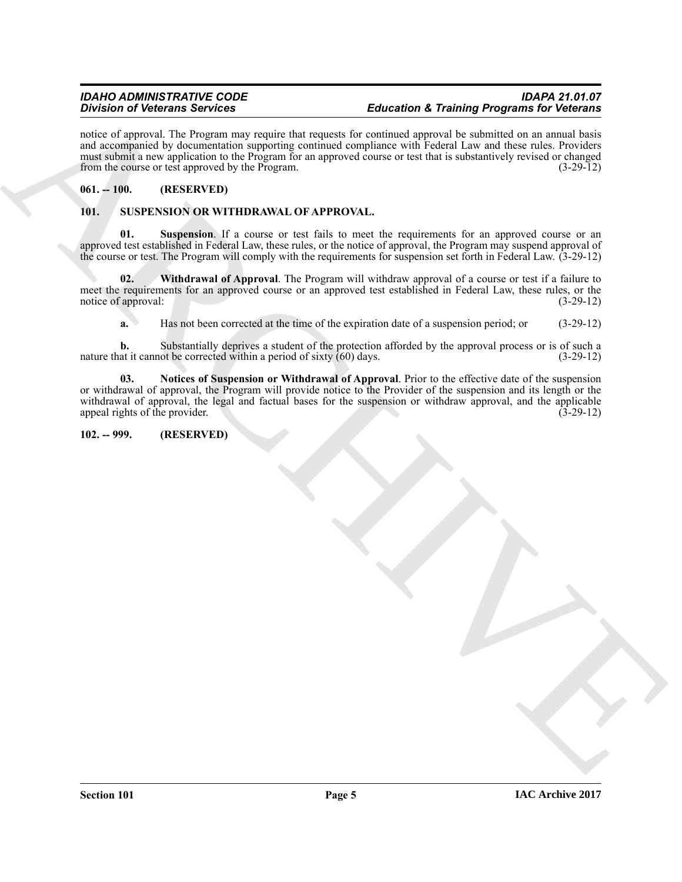notice of approval. The Program may require that requests for continued approval be submitted on an annual basis and accompanied by documentation supporting continued compliance with Federal Law and these rules. Providers must submit a new application to the Program for an approved course or test that is substantively revised or changed from the course or test approved by the Program. (3-29-12)

**061. -- 100. (RESERVED)**

**101. SUSPENSION OR WITHDRAWAL OF APPROVAL.**

**01. Suspension**. If a course or test fails to meet the requirements for an approved course or an approved test established in Federal Law, these rules, or the notice of approval, the Program may suspend approval of the course or test. The Program will comply with the requirements for suspension set forth in Federal Law. (3-29-12)

**02. Withdrawal of Approval**. The Program will withdraw approval of a course or test if a failure to meet the requirements for an approved course or an approved test established in Federal Law, these rules, or the notice of approval: (3-29-12)

**a.** Has not been corrected at the time of the expiration date of a suspension period; or (3-29-12)

**b.** Substantially deprives a student of the protection afforded by the approval process or is of such a nature that it cannot be corrected within a period of sixty (60) days. (3-29-12)

**03. Notices of Suspension or Withdrawal of Approval**. Prior to the effective date of the suspension or withdrawal of approval, the Program will provide notice to the Provider of the suspension and its length or the withdrawal of approval, the legal and factual bases for the suspension or withdraw approval, and the applicable appeal rights of the provider. (3-29-12)

**102. -- 999. (RESERVED)**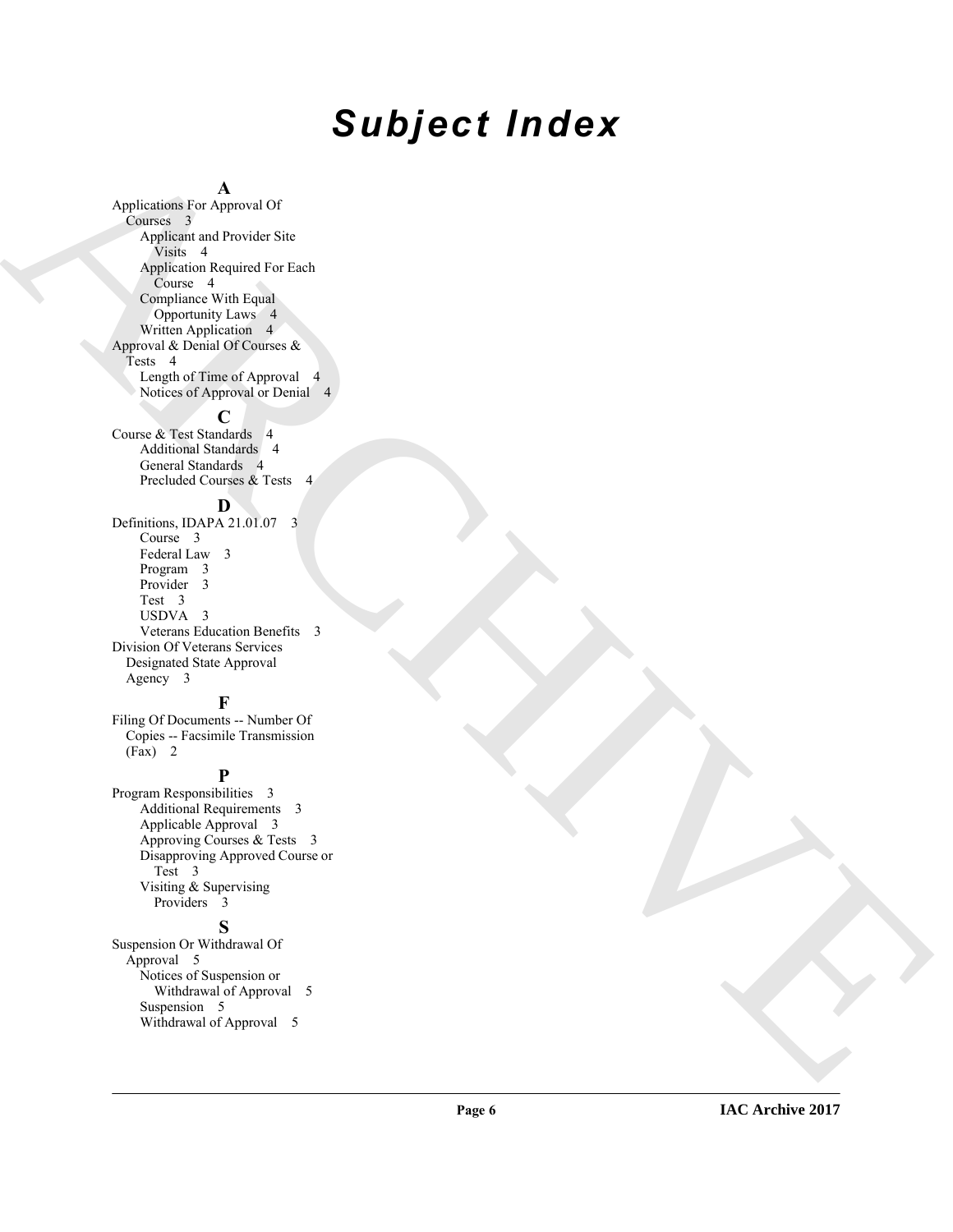# *Subject Index*

**A**

Applications For Approval Of Courses 3
- Applicant and Provider Site Visits 4
- Application Required For Each Course 4
- Compliance With Equal Opportunity Laws 4
- Written Application 4

Approval & Denial Of Courses & Tests 4
- Length of Time of Approval 4
- Notices of Approval or Denial 4

**C**

Course & Test Standards 4
- Additional Standards 4
- General Standards 4
- Precluded Courses & Tests 4

**D**

Definitions, IDAPA 21.01.07 3
- Course 3
- Federal Law 3
- Program 3
- Provider 3
- Test 3
- USDVA 3
- Veterans Education Benefits 3

Division Of Veterans Services Designated State Approval Agency 3

**F**

Filing Of Documents -- Number Of Copies -- Facsimile Transmission (Fax) 2

**P**

Program Responsibilities 3
- Additional Requirements 3
- Applicable Approval 3
- Approving Courses & Tests 3
- Disapproving Approved Course or Test 3
- Visiting & Supervising Providers 3

**S**

Suspension Or Withdrawal Of Approval 5
- Notices of Suspension or Withdrawal of Approval 5
- Suspension 5
- Withdrawal of Approval 5